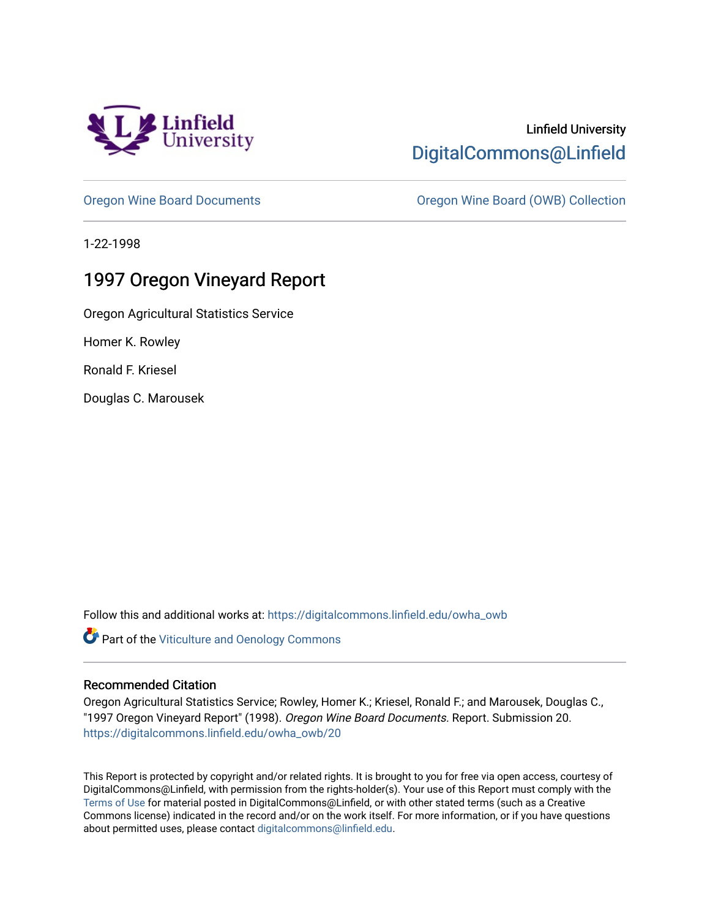Linfield University

Linfield University
DigitalCommons@Linfield

Oregon Wine Board Documents | Oregon Wine Board (OWB) Collection

1-22-1998

# 1997 Oregon Vineyard Report

Oregon Agricultural Statistics Service

Homer K. Rowley

Ronald F. Kriesel

Douglas C. Marousek

Follow this and additional works at: https://digitalcommons.linfield.edu/owha_owb

Part of the Viticulture and Oenology Commons

## Recommended Citation

Oregon Agricultural Statistics Service; Rowley, Homer K.; Kriesel, Ronald F.; and Marousek, Douglas C., "1997 Oregon Vineyard Report" (1998). *Oregon Wine Board Documents.* Report. Submission 20.
https://digitalcommons.linfield.edu/owha_owb/20

This Report is protected by copyright and/or related rights. It is brought to you for free via open access, courtesy of DigitalCommons@Linfield, with permission from the rights-holder(s). Your use of this Report must comply with the Terms of Use for material posted in DigitalCommons@Linfield, or with other stated terms (such as a Creative Commons license) indicated in the record and/or on the work itself. For more information, or if you have questions about permitted uses, please contact digitalcommons@linfield.edu.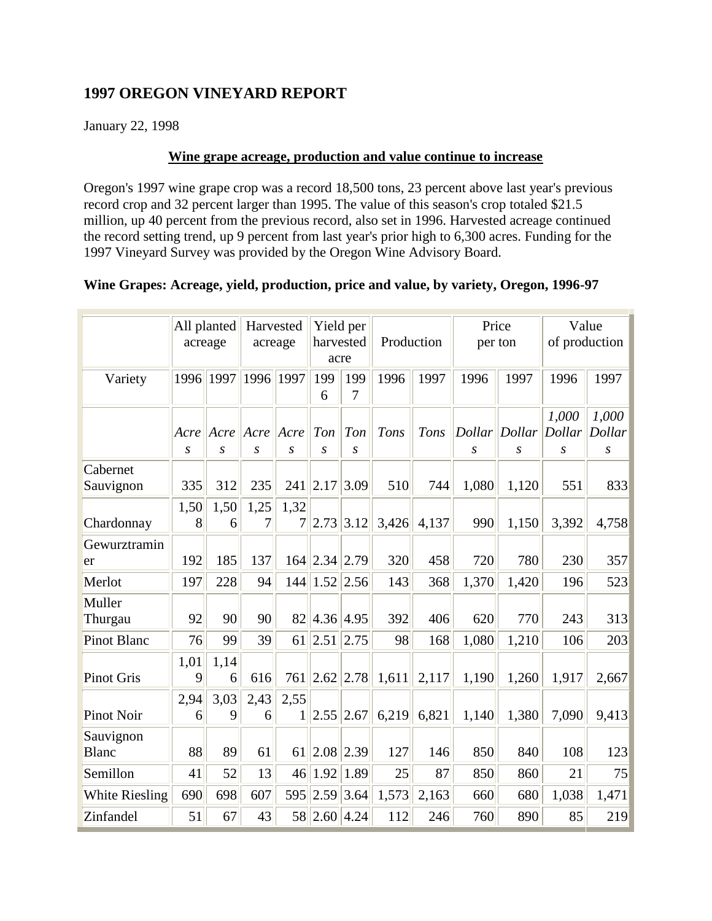# 1997 OREGON VINEYARD REPORT

January 22, 1998

**Wine grape acreage, production and value continue to increase**

Oregon's 1997 wine grape crop was a record 18,500 tons, 23 percent above last year's previous record crop and 32 percent larger than 1995. The value of this season's crop totaled $21.5 million, up 40 percent from the previous record, also set in 1996. Harvested acreage continued the record setting trend, up 9 percent from last year's prior high to 6,300 acres. Funding for the 1997 Vineyard Survey was provided by the Oregon Wine Advisory Board.

**Wine Grapes: Acreage, yield, production, price and value, by variety, Oregon, 1996-97**

| | All planted acreage | | Harvested acreage | | Yield per harvested acre | | Production | | Price per ton | | Value of production | |
|---|---|---|---|---|---|---|---|---|---|---|---|---|
| Variety | 1996 | 1997 | 1996 | 1997 | 1996 | 1997 | 1996 | 1997 | 1996 | 1997 | 1996 | 1997 |
| | *Acres* | *Acres* | *Acres* | *Acres* | *Tons* | *Tons* | *Tons* | *Tons* | *Dollars* | *Dollars* | *1,000 Dollars* | *1,000 Dollars* |
| Cabernet Sauvignon | 335 | 312 | 235 | 241 | 2.17 | 3.09 | 510 | 744 | 1,080 | 1,120 | 551 | 833 |
| Chardonnay | 1,508 | 1,506 | 1,257 | 1,327 | 2.73 | 3.12 | 3,426 | 4,137 | 990 | 1,150 | 3,392 | 4,758 |
| Gewurztraminer | 192 | 185 | 137 | 164 | 2.34 | 2.79 | 320 | 458 | 720 | 780 | 230 | 357 |
| Merlot | 197 | 228 | 94 | 144 | 1.52 | 2.56 | 143 | 368 | 1,370 | 1,420 | 196 | 523 |
| Muller Thurgau | 92 | 90 | 90 | 82 | 4.36 | 4.95 | 392 | 406 | 620 | 770 | 243 | 313 |
| Pinot Blanc | 76 | 99 | 39 | 61 | 2.51 | 2.75 | 98 | 168 | 1,080 | 1,210 | 106 | 203 |
| Pinot Gris | 1,019 | 1,146 | 616 | 761 | 2.62 | 2.78 | 1,611 | 2,117 | 1,190 | 1,260 | 1,917 | 2,667 |
| Pinot Noir | 2,946 | 3,039 | 2,436 | 2,551 | 2.55 | 2.67 | 6,219 | 6,821 | 1,140 | 1,380 | 7,090 | 9,413 |
| Sauvignon Blanc | 88 | 89 | 61 | 61 | 2.08 | 2.39 | 127 | 146 | 850 | 840 | 108 | 123 |
| Semillon | 41 | 52 | 13 | 46 | 1.92 | 1.89 | 25 | 87 | 850 | 860 | 21 | 75 |
| White Riesling | 690 | 698 | 607 | 595 | 2.59 | 3.64 | 1,573 | 2,163 | 660 | 680 | 1,038 | 1,471 |
| Zinfandel | 51 | 67 | 43 | 58 | 2.60 | 4.24 | 112 | 246 | 760 | 890 | 85 | 219 |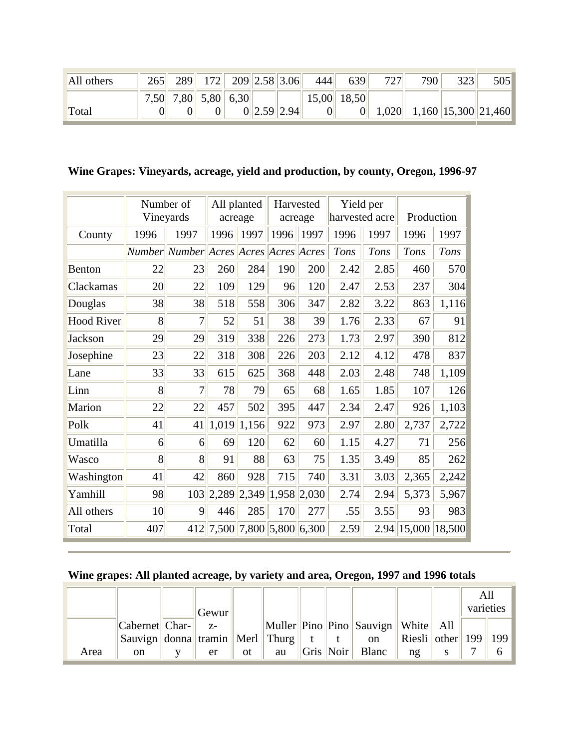| All others | 265 | 289 | 172 | 209 | 2.58 | 3.06 | 444 | 639 | 727 | 790 | 323 | 505 |
|---|---|---|---|---|---|---|---|---|---|---|---|---|
| Total | 7,500 | 7,800 | 5,800 | 6,300 | 2.59 | 2.94 | 15,000 | 18,500 | 1,020 | 1,160 | 15,300 | 21,460 |

**Wine Grapes: Vineyards, acreage, yield and production, by county, Oregon, 1996-97**

| | Number of Vineyards | | All planted acreage | | Harvested acreage | | Yield per harvested acre | | Production | |
|---|---|---|---|---|---|---|---|---|---|---|
| County | 1996 | 1997 | 1996 | 1997 | 1996 | 1997 | 1996 | 1997 | 1996 | 1997 |
| | *Number* | *Number* | *Acres* | *Acres* | *Acres* | *Acres* | *Tons* | *Tons* | *Tons* | *Tons* |
| Benton | 22 | 23 | 260 | 284 | 190 | 200 | 2.42 | 2.85 | 460 | 570 |
| Clackamas | 20 | 22 | 109 | 129 | 96 | 120 | 2.47 | 2.53 | 237 | 304 |
| Douglas | 38 | 38 | 518 | 558 | 306 | 347 | 2.82 | 3.22 | 863 | 1,116 |
| Hood River | 8 | 7 | 52 | 51 | 38 | 39 | 1.76 | 2.33 | 67 | 91 |
| Jackson | 29 | 29 | 319 | 338 | 226 | 273 | 1.73 | 2.97 | 390 | 812 |
| Josephine | 23 | 22 | 318 | 308 | 226 | 203 | 2.12 | 4.12 | 478 | 837 |
| Lane | 33 | 33 | 615 | 625 | 368 | 448 | 2.03 | 2.48 | 748 | 1,109 |
| Linn | 8 | 7 | 78 | 79 | 65 | 68 | 1.65 | 1.85 | 107 | 126 |
| Marion | 22 | 22 | 457 | 502 | 395 | 447 | 2.34 | 2.47 | 926 | 1,103 |
| Polk | 41 | 41 | 1,019 | 1,156 | 922 | 973 | 2.97 | 2.80 | 2,737 | 2,722 |
| Umatilla | 6 | 6 | 69 | 120 | 62 | 60 | 1.15 | 4.27 | 71 | 256 |
| Wasco | 8 | 8 | 91 | 88 | 63 | 75 | 1.35 | 3.49 | 85 | 262 |
| Washington | 41 | 42 | 860 | 928 | 715 | 740 | 3.31 | 3.03 | 2,365 | 2,242 |
| Yamhill | 98 | 103 | 2,289 | 2,349 | 1,958 | 2,030 | 2.74 | 2.94 | 5,373 | 5,967 |
| All others | 10 | 9 | 446 | 285 | 170 | 277 | .55 | 3.55 | 93 | 983 |
| Total | 407 | 412 | 7,500 | 7,800 | 5,800 | 6,300 | 2.59 | 2.94 | 15,000 | 18,500 |

**Wine grapes: All planted acreage, by variety and area, Oregon, 1997 and 1996 totals**

| | | | | | | | | | | | All varieties | |
|---|---|---|---|---|---|---|---|---|---|---|---|---|
| Area | Cabernet Sauvignon | Char-donnay | Gewurz-traminer | Merlot | Muller Thurgau | Pinot Gris | Pinot Noir | Sauvignon Blanc | White Riesling | All others | 1997 | 1996 |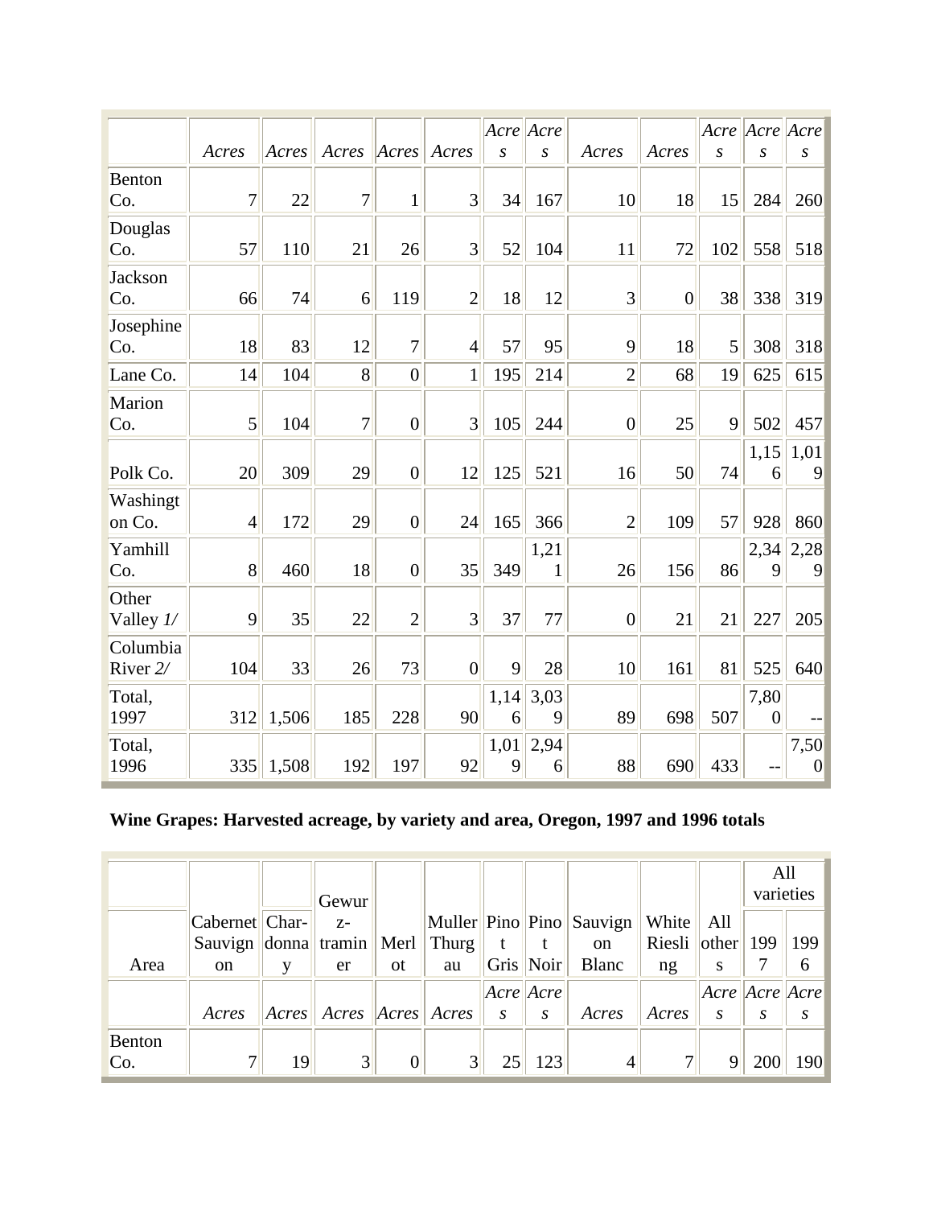| | Acres | Acres | Acres | Acres | Acres | Acres | Acres | Acres | Acres | Acres | Acres | Acres |
|---|---|---|---|---|---|---|---|---|---|---|---|---|
| Benton Co. | 7 | 22 | 7 | 1 | 3 | 34 | 167 | 10 | 18 | 15 | 284 | 260 |
| Douglas Co. | 57 | 110 | 21 | 26 | 3 | 52 | 104 | 11 | 72 | 102 | 558 | 518 |
| Jackson Co. | 66 | 74 | 6 | 119 | 2 | 18 | 12 | 3 | 0 | 38 | 338 | 319 |
| Josephine Co. | 18 | 83 | 12 | 7 | 4 | 57 | 95 | 9 | 18 | 5 | 308 | 318 |
| Lane Co. | 14 | 104 | 8 | 0 | 1 | 195 | 214 | 2 | 68 | 19 | 625 | 615 |
| Marion Co. | 5 | 104 | 7 | 0 | 3 | 105 | 244 | 0 | 25 | 9 | 502 | 457 |
| Polk Co. | 20 | 309 | 29 | 0 | 12 | 125 | 521 | 16 | 50 | 74 | 1,156 | 1,019 |
| Washington Co. | 4 | 172 | 29 | 0 | 24 | 165 | 366 | 2 | 109 | 57 | 928 | 860 |
| Yamhill Co. | 8 | 460 | 18 | 0 | 35 | 349 | 1,211 | 26 | 156 | 86 | 2,349 | 2,289 |
| Other Valley *1/* | 9 | 35 | 22 | 2 | 3 | 37 | 77 | 0 | 21 | 21 | 227 | 205 |
| Columbia River *2/* | 104 | 33 | 26 | 73 | 0 | 9 | 28 | 10 | 161 | 81 | 525 | 640 |
| Total, 1997 | 312 | 1,506 | 185 | 228 | 90 | 1,146 | 3,039 | 89 | 698 | 507 | 7,800 | -- |
| Total, 1996 | 335 | 1,508 | 192 | 197 | 92 | 1,019 | 2,946 | 88 | 690 | 433 | -- | 7,500 |

**Wine Grapes: Harvested acreage, by variety and area, Oregon, 1997 and 1996 totals**

| | | | | | | | | | | | All varieties | |
|---|---|---|---|---|---|---|---|---|---|---|---|---|
| Area | Cabernet Sauvignon | Char-donnay | Gewurz-tramin er | Merlot | Muller Thurgau | Pinot Gris | Pinot Noir | Sauvignon Blanc | White Riesling | All others | 1997 | 1996 |
| | Acres | Acres | Acres | Acres | Acres | Acres | Acres | Acres | Acres | Acres | Acres | Acres |
| Benton Co. | 7 | 19 | 3 | 0 | 3 | 25 | 123 | 4 | 7 | 9 | 200 | 190 |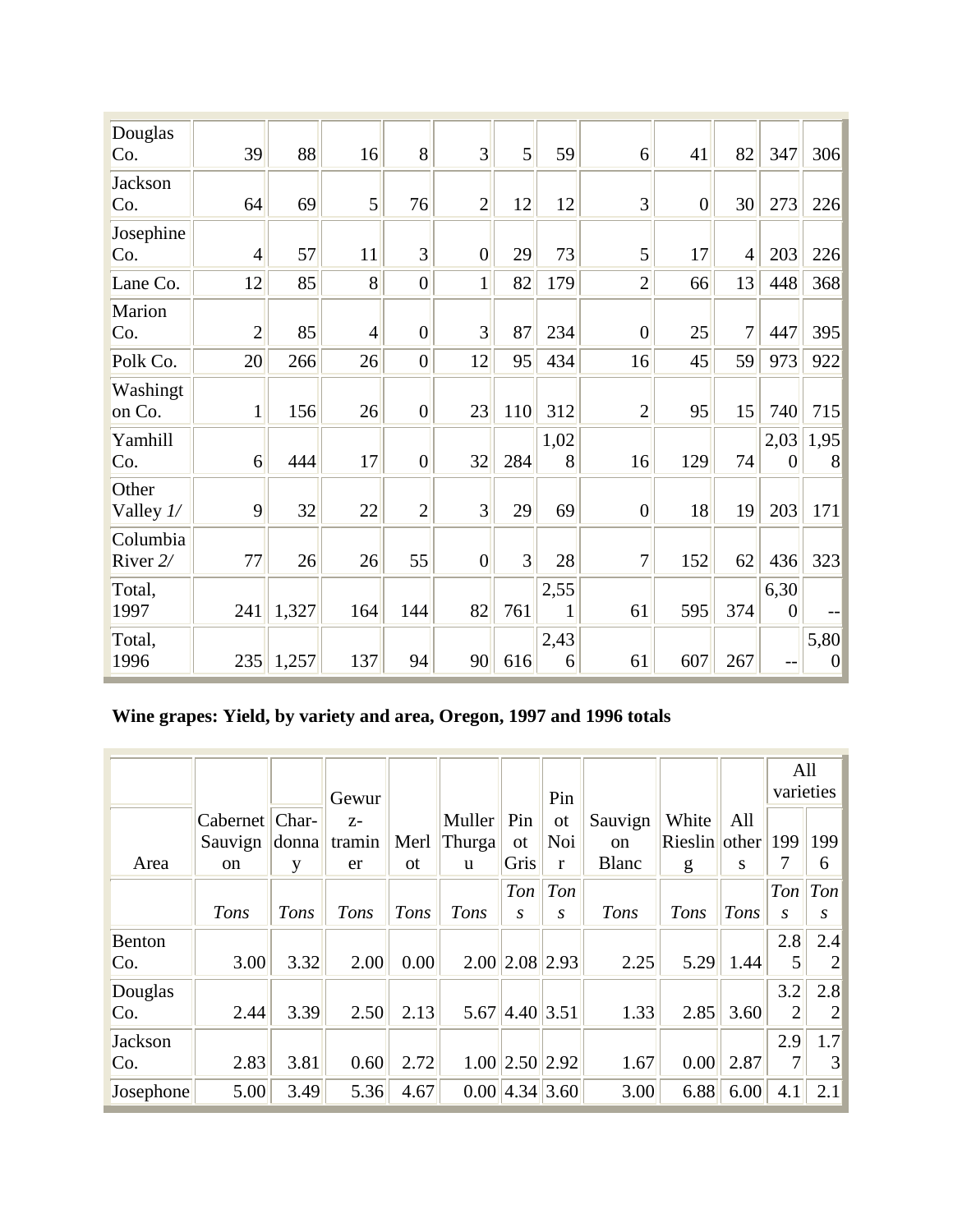| | | | | | | | | | | | | |
|---|---|---|---|---|---|---|---|---|---|---|---|---|
| Douglas Co. | 39 | 88 | 16 | 8 | 3 | 5 | 59 | 6 | 41 | 82 | 347 | 306 |
| Jackson Co. | 64 | 69 | 5 | 76 | 2 | 12 | 12 | 3 | 0 | 30 | 273 | 226 |
| Josephine Co. | 4 | 57 | 11 | 3 | 0 | 29 | 73 | 5 | 17 | 4 | 203 | 226 |
| Lane Co. | 12 | 85 | 8 | 0 | 1 | 82 | 179 | 2 | 66 | 13 | 448 | 368 |
| Marion Co. | 2 | 85 | 4 | 0 | 3 | 87 | 234 | 0 | 25 | 7 | 447 | 395 |
| Polk Co. | 20 | 266 | 26 | 0 | 12 | 95 | 434 | 16 | 45 | 59 | 973 | 922 |
| Washington Co. | 1 | 156 | 26 | 0 | 23 | 110 | 312 | 2 | 95 | 15 | 740 | 715 |
| Yamhill Co. | 6 | 444 | 17 | 0 | 32 | 284 | 1,028 | 16 | 129 | 74 | 2,030 | 1,958 |
| Other Valley *1/* | 9 | 32 | 22 | 2 | 3 | 29 | 69 | 0 | 18 | 19 | 203 | 171 |
| Columbia River *2/* | 77 | 26 | 26 | 55 | 0 | 3 | 28 | 7 | 152 | 62 | 436 | 323 |
| Total, 1997 | 241 | 1,327 | 164 | 144 | 82 | 761 | 2,551 | 61 | 595 | 374 | 6,300 | -- |
| Total, 1996 | 235 | 1,257 | 137 | 94 | 90 | 616 | 2,436 | 61 | 607 | 267 | -- | 5,800 |

**Wine grapes: Yield, by variety and area, Oregon, 1997 and 1996 totals**

| | | | | | | | | | | | All varieties | |
|---|---|---|---|---|---|---|---|---|---|---|---|---|
| Area | Cabernet Sauvignon | Char-donnay | Gewurz-traminer | Merlot | Muller Thurgau | Pinot Gris | Pinot Noir | Sauvignon Blanc | White Riesling | All others | 1997 | 1996 |
| | *Tons* | *Tons* | *Tons* | *Tons* | *Tons* | *Tons* | *Tons* | *Tons* | *Tons* | *Tons* | *Tons* | *Tons* |
| Benton Co. | 3.00 | 3.32 | 2.00 | 0.00 | 2.00 | 2.08 | 2.93 | 2.25 | 5.29 | 1.44 | 2.85 | 2.42 |
| Douglas Co. | 2.44 | 3.39 | 2.50 | 2.13 | 5.67 | 4.40 | 3.51 | 1.33 | 2.85 | 3.60 | 3.22 | 2.82 |
| Jackson Co. | 2.83 | 3.81 | 0.60 | 2.72 | 1.00 | 2.50 | 2.92 | 1.67 | 0.00 | 2.87 | 2.97 | 1.73 |
| Josephone | 5.00 | 3.49 | 5.36 | 4.67 | 0.00 | 4.34 | 3.60 | 3.00 | 6.88 | 6.00 | 4.1 | 2.1 |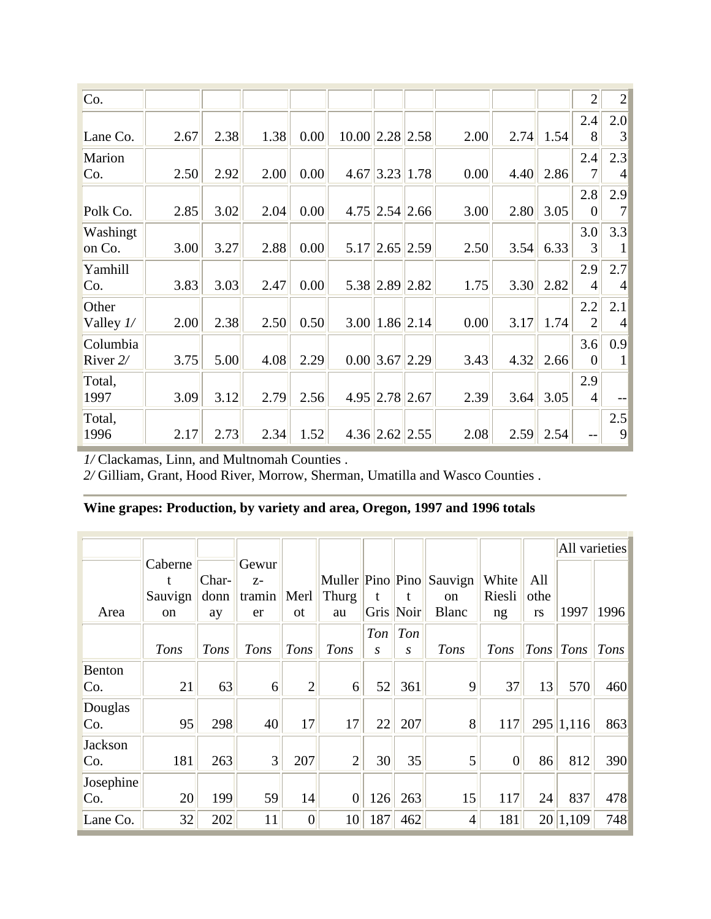| Co. | | | | | | | | | | | 2 | 2 |
|---|---|---|---|---|---|---|---|---|---|---|---|---|
| Lane Co. | 2.67 | 2.38 | 1.38 | 0.00 | 10.00 | 2.28 | 2.58 | 2.00 | 2.74 | 1.54 | 2.48 | 2.03 |
| Marion Co. | 2.50 | 2.92 | 2.00 | 0.00 | 4.67 | 3.23 | 1.78 | 0.00 | 4.40 | 2.86 | 2.47 | 2.34 |
| Polk Co. | 2.85 | 3.02 | 2.04 | 0.00 | 4.75 | 2.54 | 2.66 | 3.00 | 2.80 | 3.05 | 2.80 | 2.97 |
| Washington Co. | 3.00 | 3.27 | 2.88 | 0.00 | 5.17 | 2.65 | 2.59 | 2.50 | 3.54 | 6.33 | 3.03 | 3.31 |
| Yamhill Co. | 3.83 | 3.03 | 2.47 | 0.00 | 5.38 | 2.89 | 2.82 | 1.75 | 3.30 | 2.82 | 2.94 | 2.74 |
| Other Valley *1/* | 2.00 | 2.38 | 2.50 | 0.50 | 3.00 | 1.86 | 2.14 | 0.00 | 3.17 | 1.74 | 2.22 | 2.14 |
| Columbia River *2/* | 3.75 | 5.00 | 4.08 | 2.29 | 0.00 | 3.67 | 2.29 | 3.43 | 4.32 | 2.66 | 3.60 | 0.91 |
| Total, 1997 | 3.09 | 3.12 | 2.79 | 2.56 | 4.95 | 2.78 | 2.67 | 2.39 | 3.64 | 3.05 | 2.94 | -- |
| Total, 1996 | 2.17 | 2.73 | 2.34 | 1.52 | 4.36 | 2.62 | 2.55 | 2.08 | 2.59 | 2.54 | -- | 2.59 |

*1/* Clackamas, Linn, and Multnomah Counties .
*2/* Gilliam, Grant, Hood River, Morrow, Sherman, Umatilla and Wasco Counties .

**Wine grapes: Production, by variety and area, Oregon, 1997 and 1996 totals**

| | | | | | | | | | | | All varieties | |
|---|---|---|---|---|---|---|---|---|---|---|---|---|
| Area | Cabernet Sauvignon | Char-donnay | Gewurz-traminer | Merlot | Muller Thurgau | Pinot Gris | Pinot Noir | Sauvignon Blanc | White Riesling | All others | 1997 | 1996 |
| | *Tons* | *Tons* | *Tons* | *Tons* | *Tons* | *Tons* | *Tons* | *Tons* | *Tons* | *Tons* | *Tons* | *Tons* |
| Benton Co. | 21 | 63 | 6 | 2 | 6 | 52 | 361 | 9 | 37 | 13 | 570 | 460 |
| Douglas Co. | 95 | 298 | 40 | 17 | 17 | 22 | 207 | 8 | 117 | 295 | 1,116 | 863 |
| Jackson Co. | 181 | 263 | 3 | 207 | 2 | 30 | 35 | 5 | 0 | 86 | 812 | 390 |
| Josephine Co. | 20 | 199 | 59 | 14 | 0 | 126 | 263 | 15 | 117 | 24 | 837 | 478 |
| Lane Co. | 32 | 202 | 11 | 0 | 10 | 187 | 462 | 4 | 181 | 20 | 1,109 | 748 |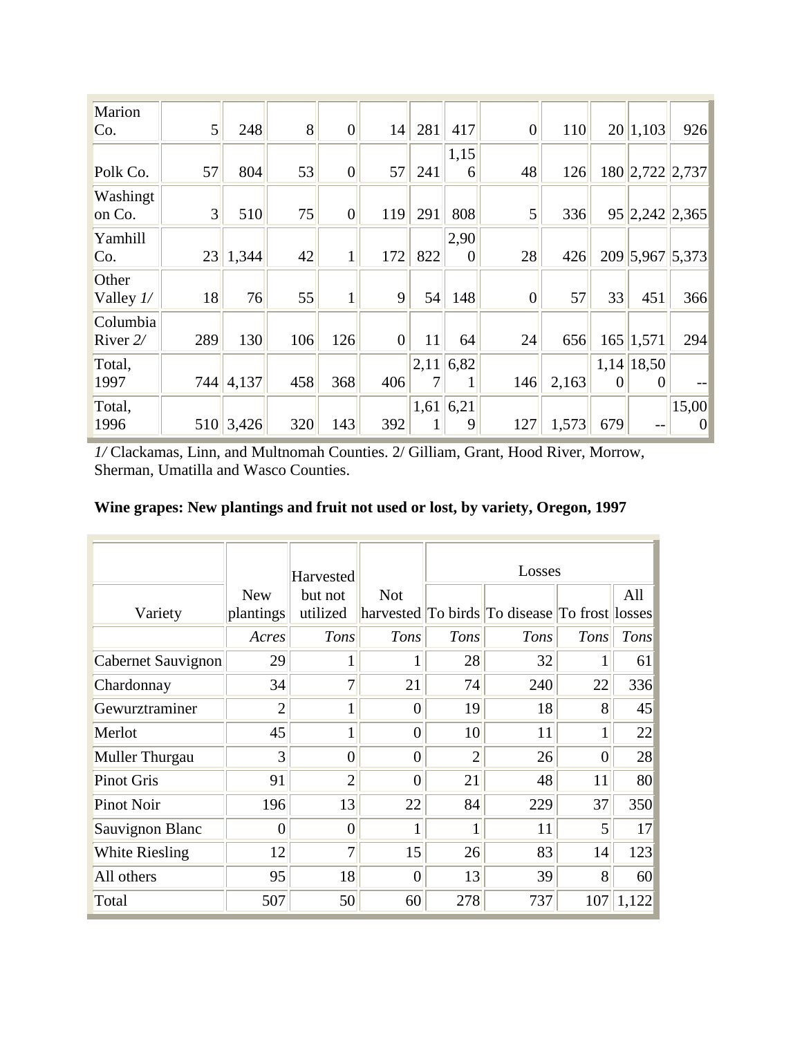| | | | | | | | | | | | | |
|---|---|---|---|---|---|---|---|---|---|---|---|---|
| Marion Co. | 5 | 248 | 8 | 0 | 14 | 281 | 417 | 0 | 110 | 20 | 1,103 | 926 |
| Polk Co. | 57 | 804 | 53 | 0 | 57 | 241 | 1,156 | 48 | 126 | 180 | 2,722 | 2,737 |
| Washington Co. | 3 | 510 | 75 | 0 | 119 | 291 | 808 | 5 | 336 | 95 | 2,242 | 2,365 |
| Yamhill Co. | 23 | 1,344 | 42 | 1 | 172 | 822 | 2,900 | 28 | 426 | 209 | 5,967 | 5,373 |
| Other Valley *1/* | 18 | 76 | 55 | 1 | 9 | 54 | 148 | 0 | 57 | 33 | 451 | 366 |
| Columbia River *2/* | 289 | 130 | 106 | 126 | 0 | 11 | 64 | 24 | 656 | 165 | 1,571 | 294 |
| Total, 1997 | 744 | 4,137 | 458 | 368 | 406 | 2,117 | 6,821 | 146 | 2,163 | 1,140 | 18,500 | -- |
| Total, 1996 | 510 | 3,426 | 320 | 143 | 392 | 1,611 | 6,219 | 127 | 1,573 | 679 | -- | 15,000 |

*1/* Clackamas, Linn, and Multnomah Counties. 2/ Gilliam, Grant, Hood River, Morrow, Sherman, Umatilla and Wasco Counties.

**Wine grapes: New plantings and fruit not used or lost, by variety, Oregon, 1997**

| Variety | New plantings | Harvested but not utilized | Not harvested | Losses | | | |
|---|---|---|---|---|---|---|---|
| | | | | To birds | To disease | To frost | All losses |
| | *Acres* | *Tons* | *Tons* | *Tons* | *Tons* | *Tons* | *Tons* |
| Cabernet Sauvignon | 29 | 1 | 1 | 28 | 32 | 1 | 61 |
| Chardonnay | 34 | 7 | 21 | 74 | 240 | 22 | 336 |
| Gewurztraminer | 2 | 1 | 0 | 19 | 18 | 8 | 45 |
| Merlot | 45 | 1 | 0 | 10 | 11 | 1 | 22 |
| Muller Thurgau | 3 | 0 | 0 | 2 | 26 | 0 | 28 |
| Pinot Gris | 91 | 2 | 0 | 21 | 48 | 11 | 80 |
| Pinot Noir | 196 | 13 | 22 | 84 | 229 | 37 | 350 |
| Sauvignon Blanc | 0 | 0 | 1 | 1 | 11 | 5 | 17 |
| White Riesling | 12 | 7 | 15 | 26 | 83 | 14 | 123 |
| All others | 95 | 18 | 0 | 13 | 39 | 8 | 60 |
| Total | 507 | 50 | 60 | 278 | 737 | 107 | 1,122 |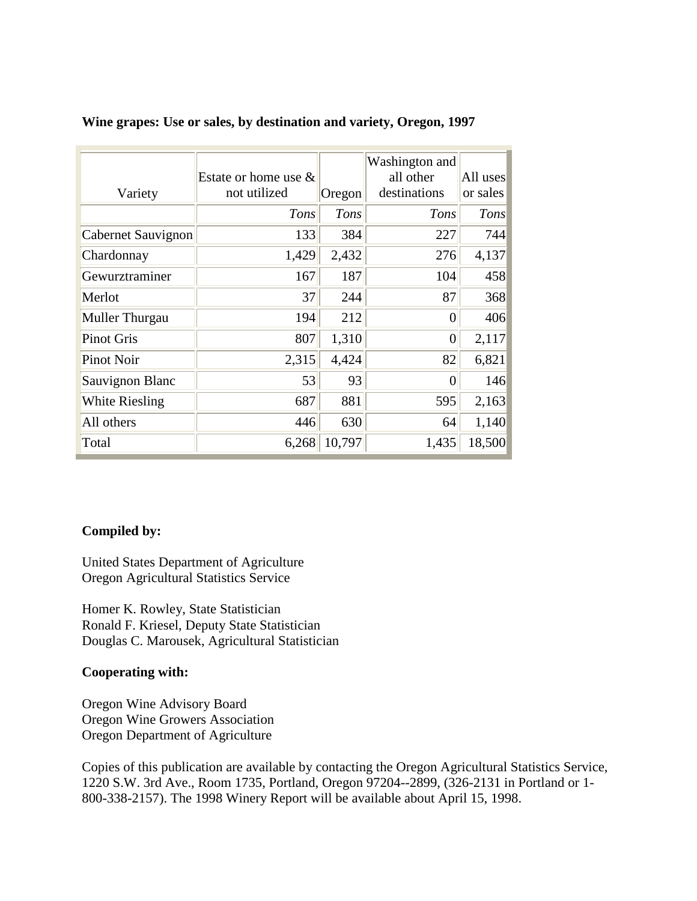**Wine grapes: Use or sales, by destination and variety, Oregon, 1997**

| Variety | Estate or home use & not utilized | Oregon | Washington and all other destinations | All uses or sales |
|---|---|---|---|---|
| | *Tons* | *Tons* | *Tons* | *Tons* |
| Cabernet Sauvignon | 133 | 384 | 227 | 744 |
| Chardonnay | 1,429 | 2,432 | 276 | 4,137 |
| Gewurztraminer | 167 | 187 | 104 | 458 |
| Merlot | 37 | 244 | 87 | 368 |
| Muller Thurgau | 194 | 212 | 0 | 406 |
| Pinot Gris | 807 | 1,310 | 0 | 2,117 |
| Pinot Noir | 2,315 | 4,424 | 82 | 6,821 |
| Sauvignon Blanc | 53 | 93 | 0 | 146 |
| White Riesling | 687 | 881 | 595 | 2,163 |
| All others | 446 | 630 | 64 | 1,140 |
| Total | 6,268 | 10,797 | 1,435 | 18,500 |

**Compiled by:**

United States Department of Agriculture
Oregon Agricultural Statistics Service

Homer K. Rowley, State Statistician
Ronald F. Kriesel, Deputy State Statistician
Douglas C. Marousek, Agricultural Statistician

**Cooperating with:**

Oregon Wine Advisory Board
Oregon Wine Growers Association
Oregon Department of Agriculture

Copies of this publication are available by contacting the Oregon Agricultural Statistics Service, 1220 S.W. 3rd Ave., Room 1735, Portland, Oregon 97204--2899, (326-2131 in Portland or 1-800-338-2157). The 1998 Winery Report will be available about April 15, 1998.